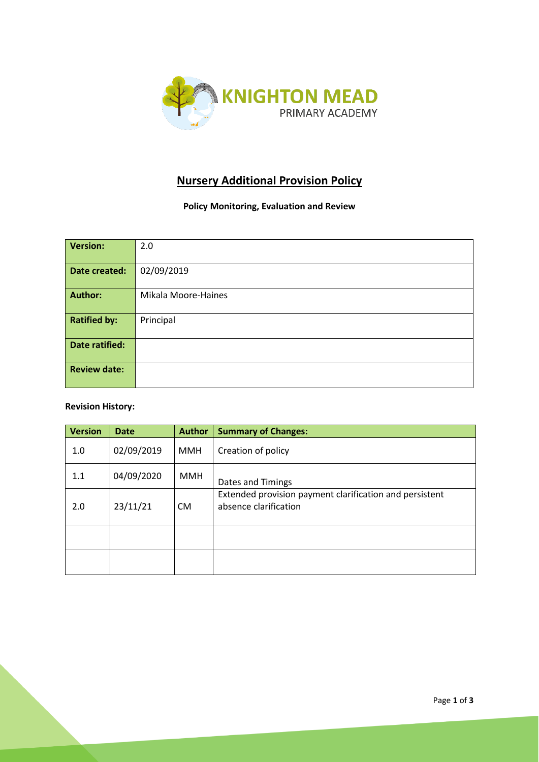KNIGHTON MEAD
PRIMARY ACADEMY

# Nursery Additional Provision Policy

**Policy Monitoring, Evaluation and Review**

| **Version:** | 2.0 |
|---|---|
| **Date created:** | 02/09/2019 |
| **Author:** | Mikala Moore-Haines |
| **Ratified by:** | Principal |
| **Date ratified:** | |
| **Review date:** | |

**Revision History:**

| Version | Date | Author | Summary of Changes: |
|---|---|---|---|
| 1.0 | 02/09/2019 | MMH | Creation of policy |
| 1.1 | 04/09/2020 | MMH | Dates and Timings |
| 2.0 | 23/11/21 | CM | Extended provision payment clarification and persistent absence clarification |
| | | | |
| | | | |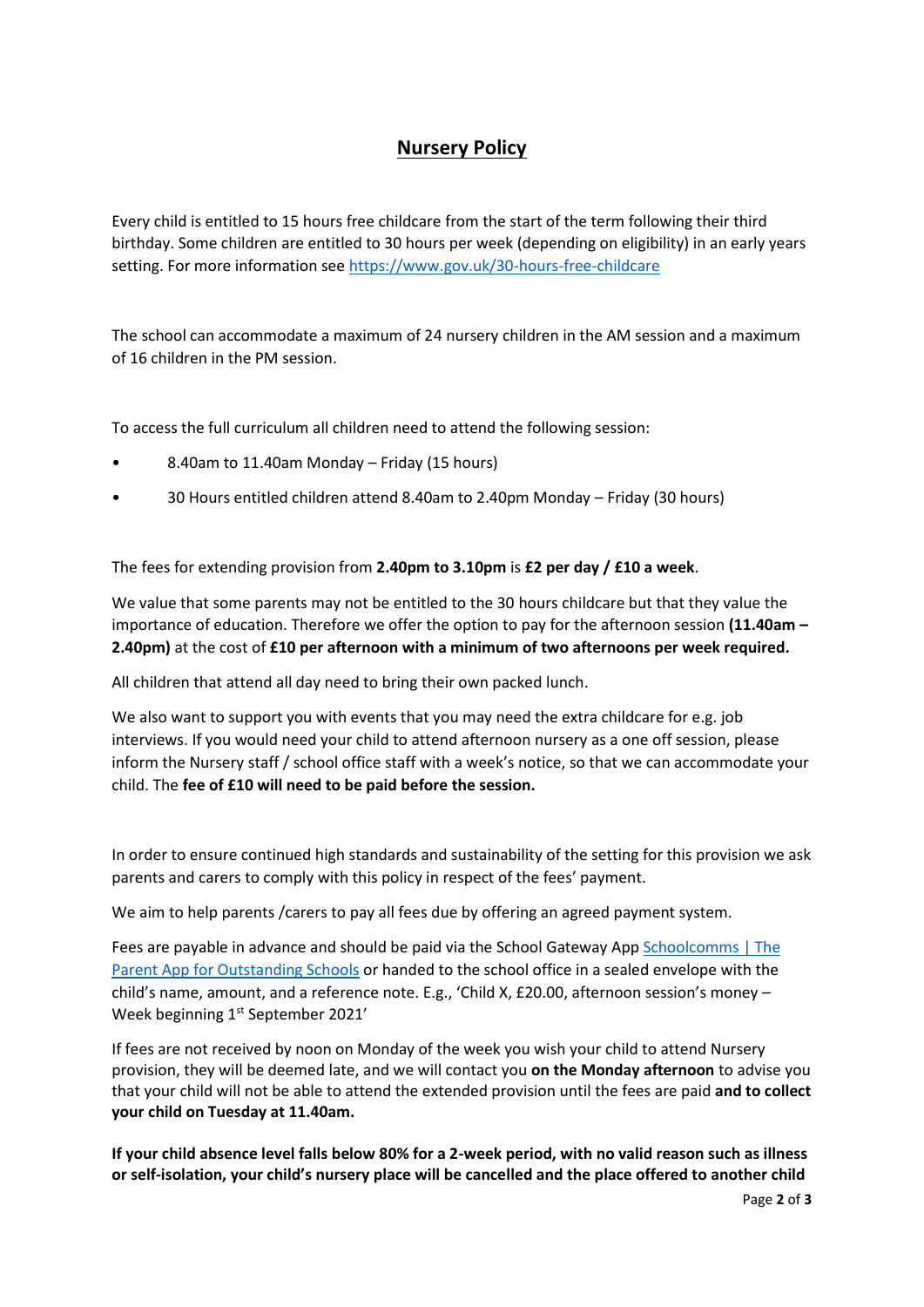# **Nursery Policy**

Every child is entitled to 15 hours free childcare from the start of the term following their third birthday. Some children are entitled to 30 hours per week (depending on eligibility) in an early years setting. For more information see [https://www.gov.uk/30-hours-free-childcare](https://www.gov.uk/30-hours-free-childcare)

The school can accommodate a maximum of 24 nursery children in the AM session and a maximum of 16 children in the PM session.

To access the full curriculum all children need to attend the following session:

- 8.40am to 11.40am Monday – Friday (15 hours)
- 30 Hours entitled children attend 8.40am to 2.40pm Monday – Friday (30 hours)

The fees for extending provision from **2.40pm to 3.10pm** is **£2 per day / £10 a week**.

We value that some parents may not be entitled to the 30 hours childcare but that they value the importance of education. Therefore we offer the option to pay for the afternoon session **(11.40am – 2.40pm)** at the cost of **£10 per afternoon with a minimum of two afternoons per week required.**

All children that attend all day need to bring their own packed lunch.

We also want to support you with events that you may need the extra childcare for e.g. job interviews. If you would need your child to attend afternoon nursery as a one off session, please inform the Nursery staff / school office staff with a week's notice, so that we can accommodate your child. The **fee of £10 will need to be paid before the session.**

In order to ensure continued high standards and sustainability of the setting for this provision we ask parents and carers to comply with this policy in respect of the fees' payment.

We aim to help parents /carers to pay all fees due by offering an agreed payment system.

Fees are payable in advance and should be paid via the School Gateway App [Schoolcomms | The Parent App for Outstanding Schools]() or handed to the school office in a sealed envelope with the child's name, amount, and a reference note. E.g., 'Child X, £20.00, afternoon session's money – Week beginning 1st September 2021'

If fees are not received by noon on Monday of the week you wish your child to attend Nursery provision, they will be deemed late, and we will contact you **on the Monday afternoon** to advise you that your child will not be able to attend the extended provision until the fees are paid **and to collect your child on Tuesday at 11.40am.**

**If your child absence level falls below 80% for a 2-week period, with no valid reason such as illness or self-isolation, your child's nursery place will be cancelled and the place offered to another child**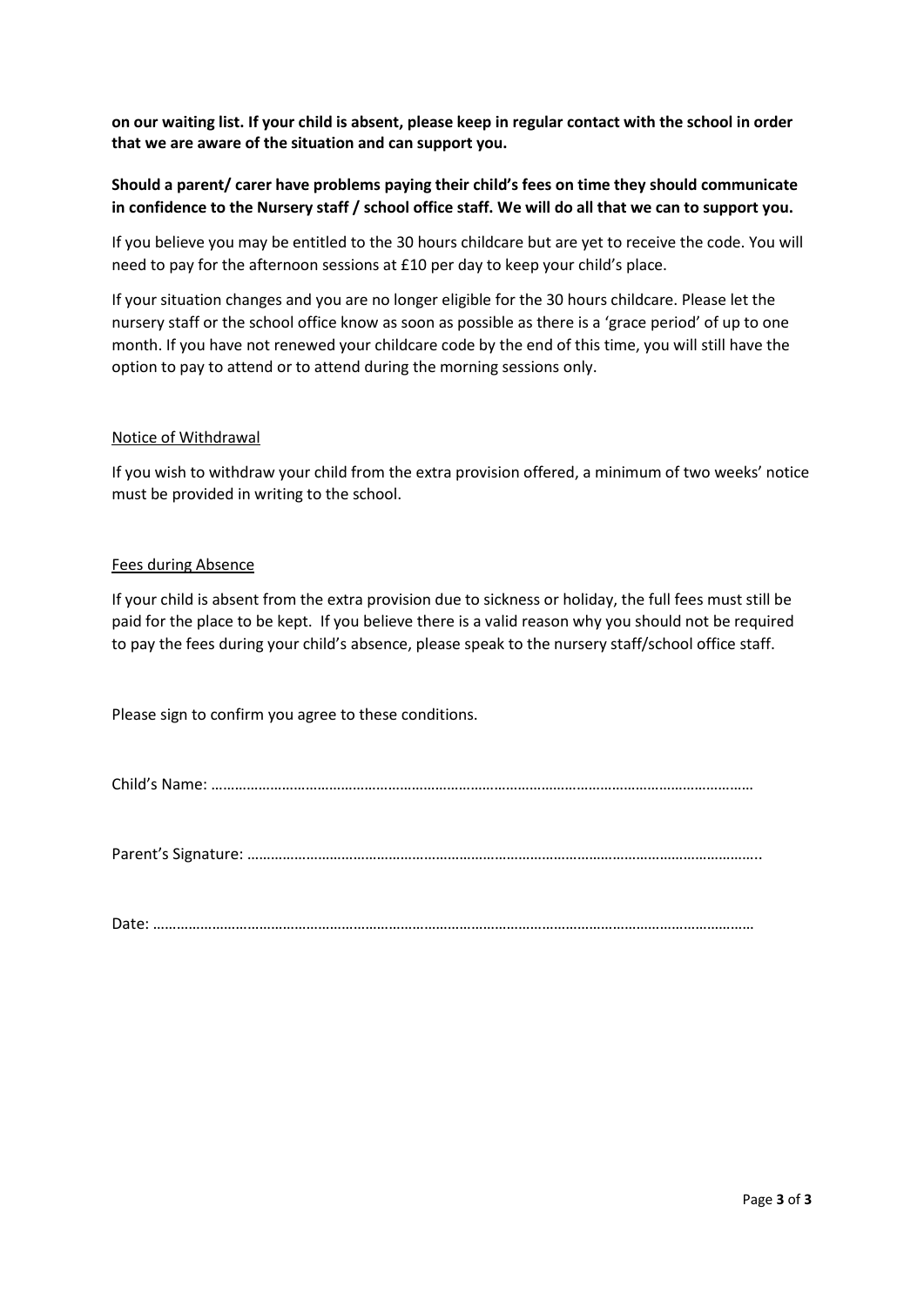**on our waiting list. If your child is absent, please keep in regular contact with the school in order that we are aware of the situation and can support you.**

**Should a parent/ carer have problems paying their child's fees on time they should communicate in confidence to the Nursery staff / school office staff. We will do all that we can to support you.**

If you believe you may be entitled to the 30 hours childcare but are yet to receive the code. You will need to pay for the afternoon sessions at £10 per day to keep your child's place.

If your situation changes and you are no longer eligible for the 30 hours childcare. Please let the nursery staff or the school office know as soon as possible as there is a 'grace period' of up to one month. If you have not renewed your childcare code by the end of this time, you will still have the option to pay to attend or to attend during the morning sessions only.

<u>Notice of Withdrawal</u>

If you wish to withdraw your child from the extra provision offered, a minimum of two weeks' notice must be provided in writing to the school.

<u>Fees during Absence</u>

If your child is absent from the extra provision due to sickness or holiday, the full fees must still be paid for the place to be kept. If you believe there is a valid reason why you should not be required to pay the fees during your child's absence, please speak to the nursery staff/school office staff.

Please sign to confirm you agree to these conditions.

Child's Name: ………………………………………………………………………………………………………………………

Parent's Signature: ………………………………………………………………………………………………………………..

Date: ……………………………………………………………………………………………………………………………………